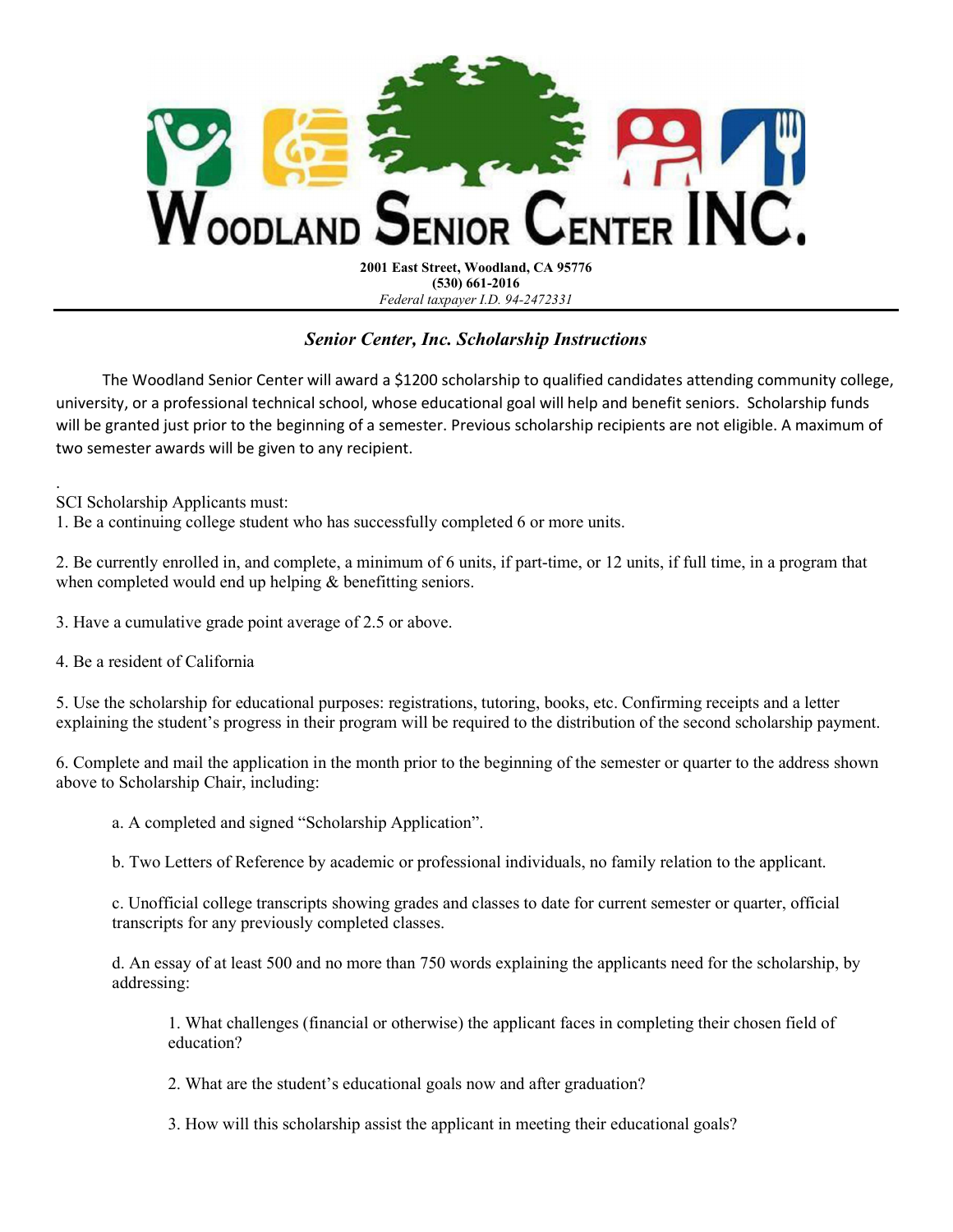# WOODLAND SENIOR CENTER INC.

**2001 East Street, Woodland, CA 95776**
**(530) 661-2016**
*Federal taxpayer I.D. 94-2472331*

---

## *Senior Center, Inc. Scholarship Instructions*

The Woodland Senior Center will award a $1200 scholarship to qualified candidates attending community college, university, or a professional technical school, whose educational goal will help and benefit seniors. Scholarship funds will be granted just prior to the beginning of a semester. Previous scholarship recipients are not eligible. A maximum of two semester awards will be given to any recipient.

.

SCI Scholarship Applicants must:

1. Be a continuing college student who has successfully completed 6 or more units.

2. Be currently enrolled in, and complete, a minimum of 6 units, if part-time, or 12 units, if full time, in a program that when completed would end up helping & benefitting seniors.

3. Have a cumulative grade point average of 2.5 or above.

4. Be a resident of California

5. Use the scholarship for educational purposes: registrations, tutoring, books, etc. Confirming receipts and a letter explaining the student's progress in their program will be required to the distribution of the second scholarship payment.

6. Complete and mail the application in the month prior to the beginning of the semester or quarter to the address shown above to Scholarship Chair, including:

   a. A completed and signed "Scholarship Application".

   b. Two Letters of Reference by academic or professional individuals, no family relation to the applicant.

   c. Unofficial college transcripts showing grades and classes to date for current semester or quarter, official transcripts for any previously completed classes.

   d. An essay of at least 500 and no more than 750 words explaining the applicants need for the scholarship, by addressing:

      1. What challenges (financial or otherwise) the applicant faces in completing their chosen field of education?

      2. What are the student's educational goals now and after graduation?

      3. How will this scholarship assist the applicant in meeting their educational goals?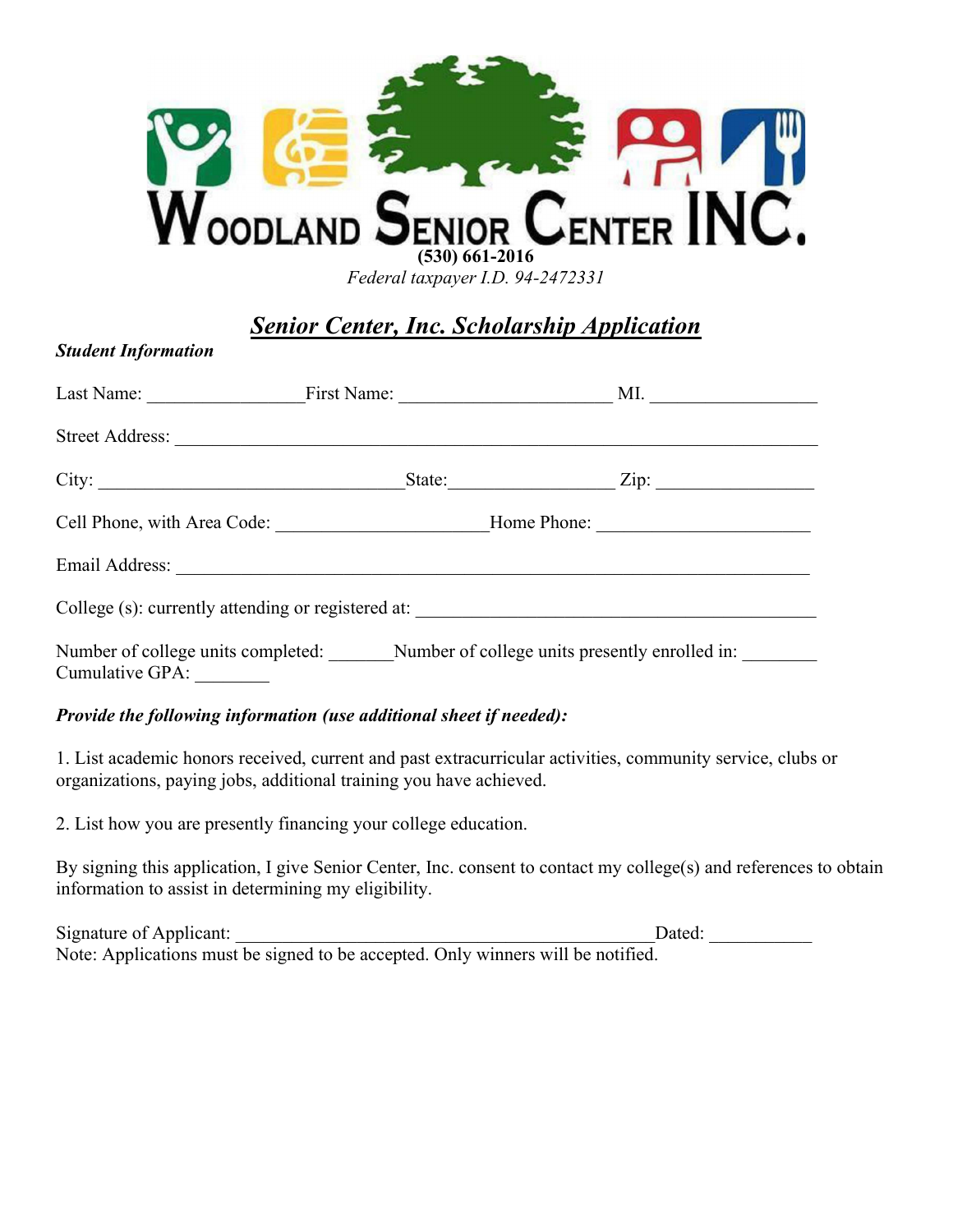WOODLAND SENIOR CENTER INC.

**(530) 661-2016**

*Federal taxpayer I.D. 94-2472331*

## ***Senior Center, Inc. Scholarship Application***

***Student Information***

Last Name: ________________First Name: ______________________ MI. _________________

Street Address: ___________________________________________________________________

City: ________________________________State:_________________ Zip: ________________

Cell Phone, with Area Code: ______________________Home Phone: ______________________

Email Address: ____________________________________________________________________

College (s): currently attending or registered at: ____________________________________________

Number of college units completed: _______Number of college units presently enrolled in: ________
Cumulative GPA: ________

***Provide the following information (use additional sheet if needed):***

1. List academic honors received, current and past extracurricular activities, community service, clubs or organizations, paying jobs, additional training you have achieved.

2. List how you are presently financing your college education.

By signing this application, I give Senior Center, Inc. consent to contact my college(s) and references to obtain information to assist in determining my eligibility.

Signature of Applicant: _____________________________________________Dated: ___________
Note: Applications must be signed to be accepted. Only winners will be notified.